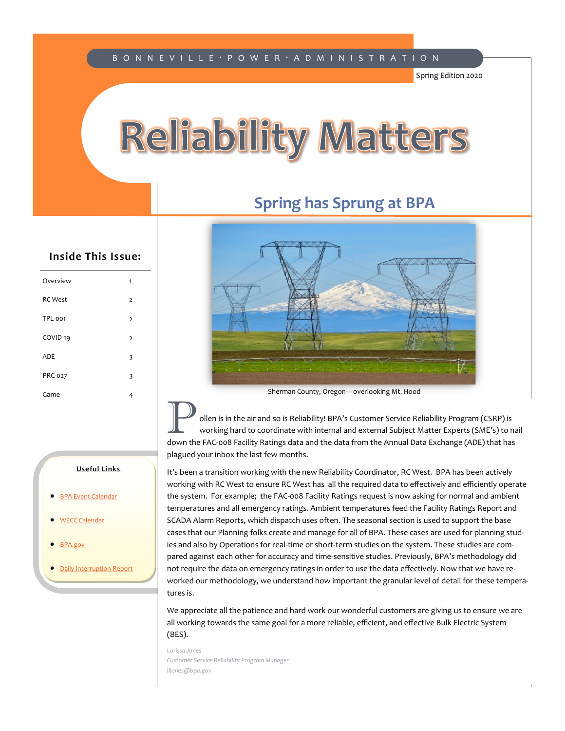BONNEVILLE · POWER · ADMINISTRATION

Spring Edition 2020

# Reliability Matters

## Spring has Sprung at BPA

Sherman County, Oregon—overlooking Mt. Hood

Pollen is in the air and so is Reliability! BPA's Customer Service Reliability Program (CSRP) is working hard to coordinate with internal and external Subject Matter Experts (SME's) to nail down the FAC-008 Facility Ratings data and the data from the Annual Data Exchange (ADE) that has plagued your inbox the last few months.

It's been a transition working with the new Reliability Coordinator, RC West. BPA has been actively working with RC West to ensure RC West has all the required data to effectively and efficiently operate the system. For example; the FAC-008 Facility Ratings request is now asking for normal and ambient temperatures and all emergency ratings. Ambient temperatures feed the Facility Ratings Report and SCADA Alarm Reports, which dispatch uses often. The seasonal section is used to support the base cases that our Planning folks create and manage for all of BPA. These cases are used for planning studies and also by Operations for real-time or short-term studies on the system. These studies are compared against each other for accuracy and time-sensitive studies. Previously, BPA's methodology did not require the data on emergency ratings in order to use the data effectively. Now that we have reworked our methodology, we understand how important the granular level of detail for these temperatures is.

We appreciate all the patience and hard work our wonderful customers are giving us to ensure we are all working towards the same goal for a more reliable, efficient, and effective Bulk Electric System (BES).

*Lorissa Jones*
*Customer Service Reliability Program Manager*
*lljones@bpa.gov*

### Inside This Issue:

| | |
|---|---|
| Overview | 1 |
| RC West | 2 |
| TPL-001 | 2 |
| COVID-19 | 2 |
| ADE | 3 |
| PRC-027 | 3 |
| Game | 4 |

### Useful Links

- BPA Event Calendar
- WECC Calendar
- BPA.gov
- Daily Interruption Report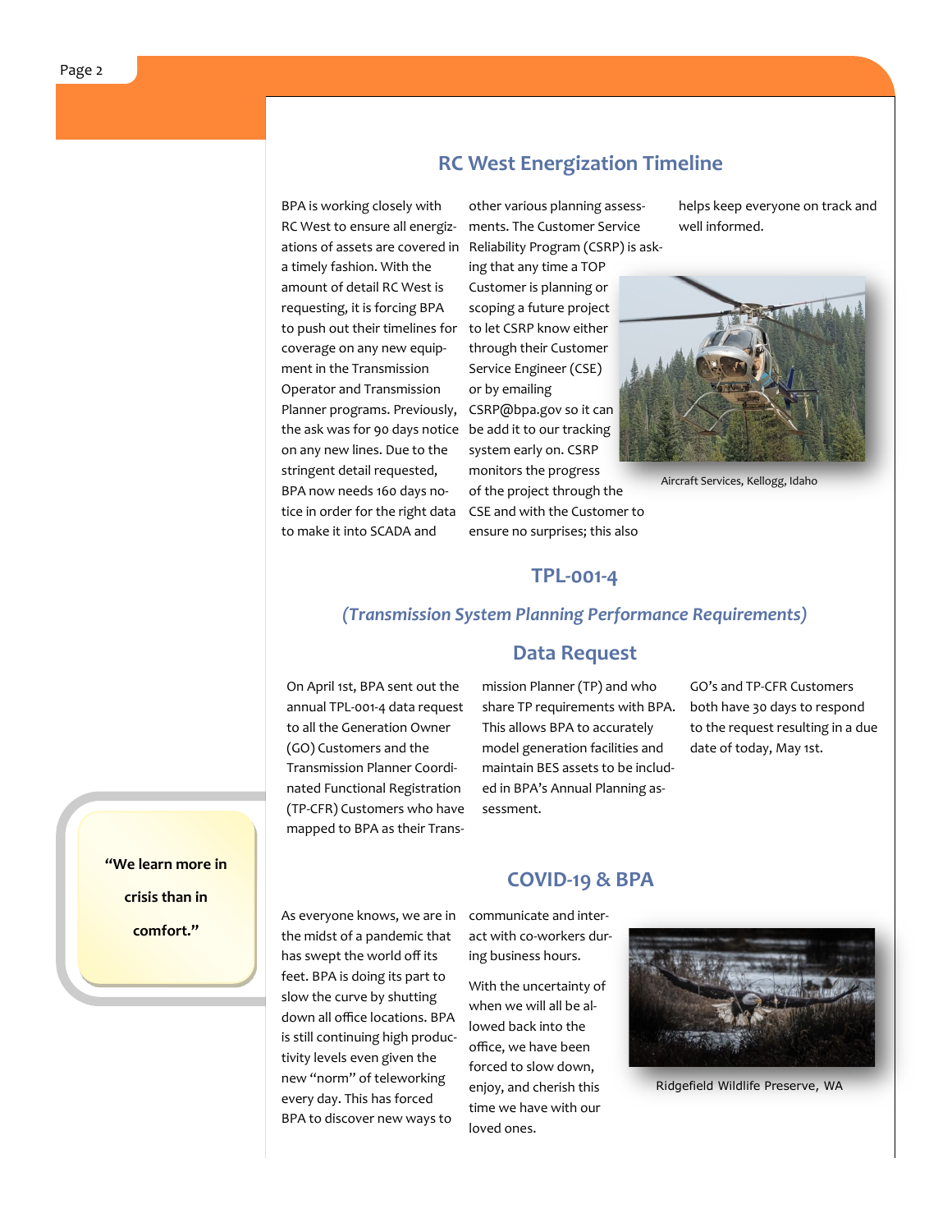## RC West Energization Timeline

BPA is working closely with RC West to ensure all energizations of assets are covered in a timely fashion. With the amount of detail RC West is requesting, it is forcing BPA to push out their timelines for coverage on any new equipment in the Transmission Operator and Transmission Planner programs. Previously, the ask was for 90 days notice on any new lines. Due to the stringent detail requested, BPA now needs 160 days notice in order for the right data to make it into SCADA and other various planning assessments. The Customer Service Reliability Program (CSRP) is asking that any time a TOP Customer is planning or scoping a future project to let CSRP know either through their Customer Service Engineer (CSE) or by emailing CSRP@bpa.gov so it can be add it to our tracking system early on. CSRP monitors the progress of the project through the CSE and with the Customer to ensure no surprises; this also helps keep everyone on track and well informed.

Aircraft Services, Kellogg, Idaho

## TPL-001-4

### *(Transmission System Planning Performance Requirements)*

### Data Request

On April 1st, BPA sent out the annual TPL-001-4 data request to all the Generation Owner (GO) Customers and the Transmission Planner Coordinated Functional Registration (TP-CFR) Customers who have mapped to BPA as their Transmission Planner (TP) and who share TP requirements with BPA. This allows BPA to accurately model generation facilities and maintain BES assets to be included in BPA's Annual Planning assessment.

GO's and TP-CFR Customers both have 30 days to respond to the request resulting in a due date of today, May 1st.

**"We learn more in crisis than in comfort."**

## COVID-19 & BPA

As everyone knows, we are in the midst of a pandemic that has swept the world off its feet. BPA is doing its part to slow the curve by shutting down all office locations. BPA is still continuing high productivity levels even given the new "norm" of teleworking every day. This has forced BPA to discover new ways to communicate and interact with co-workers during business hours.

With the uncertainty of when we will all be allowed back into the office, we have been forced to slow down, enjoy, and cherish this time we have with our loved ones.

Ridgefield Wildlife Preserve, WA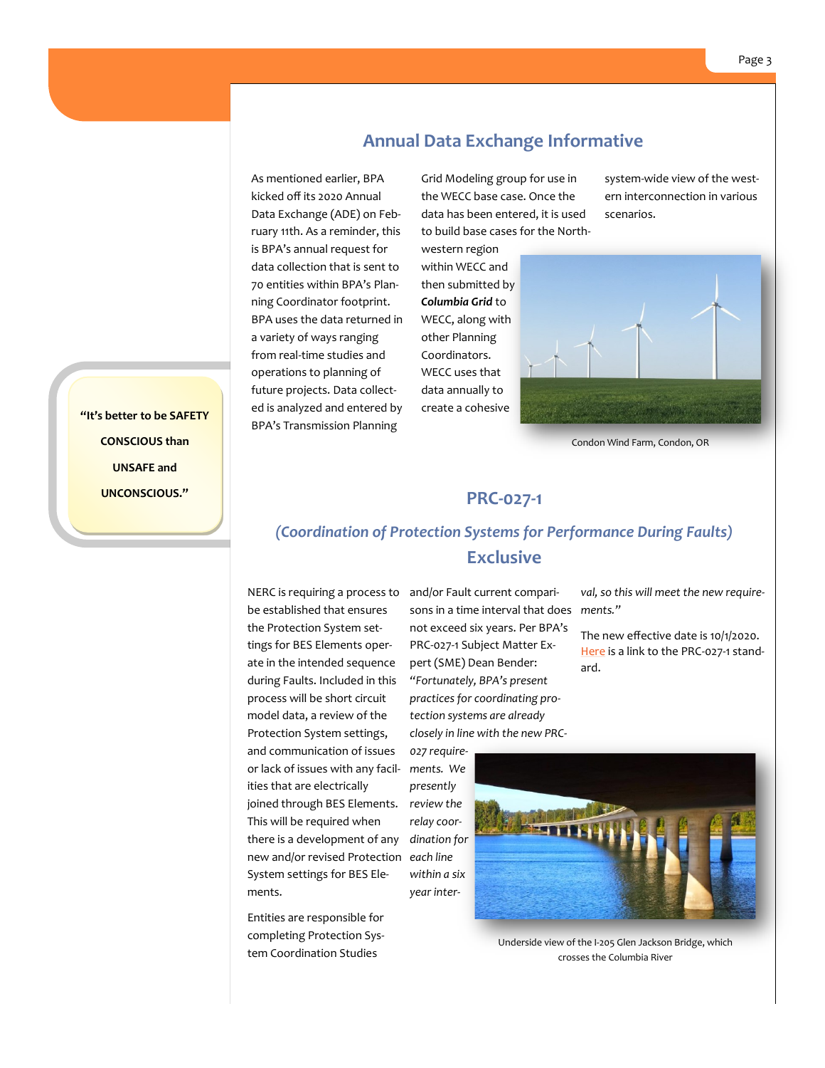## Annual Data Exchange Informative

As mentioned earlier, BPA kicked off its 2020 Annual Data Exchange (ADE) on February 11th. As a reminder, this is BPA's annual request for data collection that is sent to 70 entities within BPA's Planning Coordinator footprint. BPA uses the data returned in a variety of ways ranging from real-time studies and operations to planning of future projects. Data collected is analyzed and entered by BPA's Transmission Planning Grid Modeling group for use in the WECC base case. Once the data has been entered, it is used to build base cases for the Northwestern region within WECC and then submitted by ***Columbia Grid*** to WECC, along with other Planning Coordinators. WECC uses that data annually to create a cohesive system-wide view of the western interconnection in various scenarios.

Condon Wind Farm, Condon, OR

**"It's better to be SAFETY CONSCIOUS than UNSAFE and UNCONSCIOUS."**

## PRC-027-1

### *(Coordination of Protection Systems for Performance During Faults)*

### Exclusive

NERC is requiring a process to be established that ensures the Protection System settings for BES Elements operate in the intended sequence during Faults. Included in this process will be short circuit model data, a review of the Protection System settings, and communication of issues or lack of issues with any facilities that are electrically joined through BES Elements. This will be required when there is a development of any new and/or revised Protection System settings for BES Elements.

Entities are responsible for completing Protection System Coordination Studies and/or Fault current comparisons in a time interval that does not exceed six years. Per BPA's PRC-027-1 Subject Matter Expert (SME) Dean Bender: "*Fortunately, BPA's present practices for coordinating protection systems are already closely in line with the new PRC-027 requirements. We presently review the relay coordination for each line within a six year interval, so this will meet the new requirements.*"

The new effective date is 10/1/2020. Here is a link to the PRC-027-1 standard.

Underside view of the I-205 Glen Jackson Bridge, which crosses the Columbia River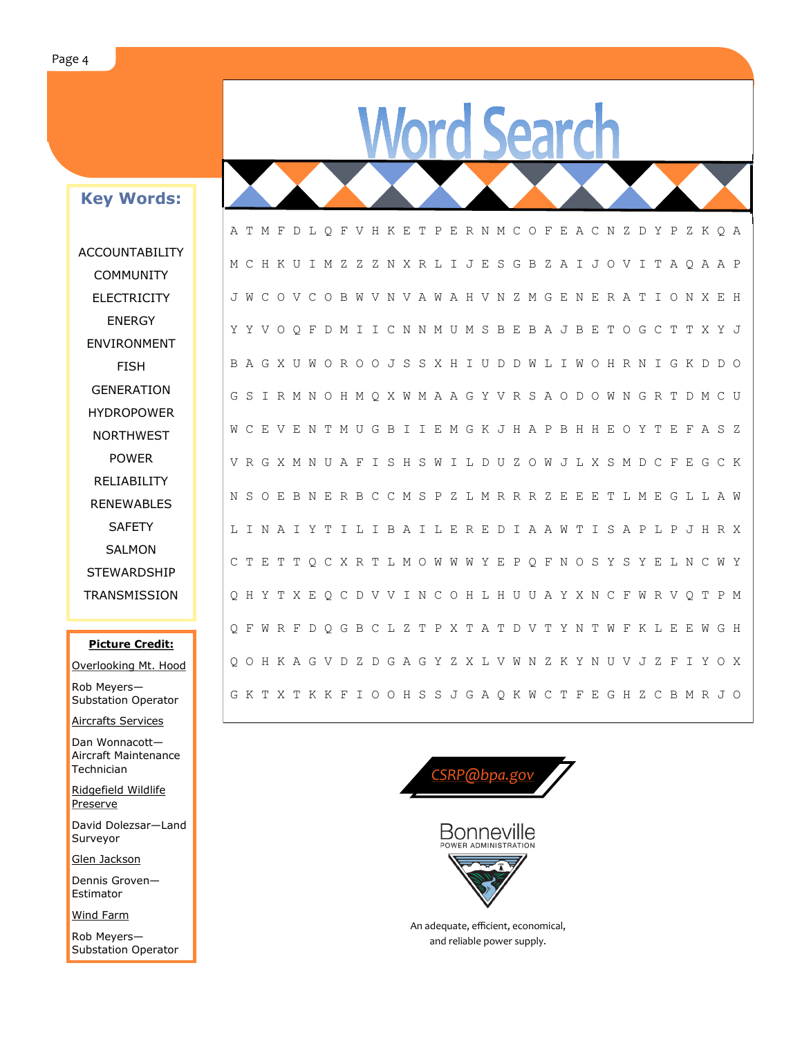# Word Search

```
A T M F D L Q F V H K E T P E R N M C O F E A C N Z D Y P Z K Q A
M C H K U I M Z Z Z N X R L I J E S G B Z A I J O V I T A Q A A P
J W C O V C O B W V N V A W A H V N Z M G E N E R A T I O N X E H
Y Y V O Q F D M I I C N N M U M S B E B A J B E T O G C T T X Y J
B A G X U W O R O O J S S X H I U D D W L I W O H R N I G K D D O
G S I R M N O H M Q X W M A A G Y V R S A O D O W N G R T D M C U
W C E V E N T M U G B I I E M G K J H A P B H H E O Y T E F A S Z
V R G X M N U A F I S H S W I L D U Z O W J L X S M D C F E G C K
N S O E B N E R B C C M S P Z L M R R R Z E E E T L M E G L L A W
L I N A I Y T I L I B A I L E R E D I A A W T I S A P L P J H R X
C T E T T Q C X R T L M O W W W Y E P Q F N O S Y S Y E L N C W Y
Q H Y T X E Q C D V V I N C O H L H U U A Y X N C F W R V Q T P M
Q F W R F D Q G B C L Z T P X T A T D V T Y N T W F K L E E W G H
Q O H K A G V D Z D G A G Y Z X L V W N Z K Y N U V J Z F I Y O X
G K T X T K K F I O O H S S J G A Q K W C T F E G H Z C B M R J O
```

## Key Words:

ACCOUNTABILITY
COMMUNITY
ELECTRICITY
ENERGY
ENVIRONMENT
FISH
GENERATION
HYDROPOWER
NORTHWEST
POWER
RELIABILITY
RENEWABLES
SAFETY
SALMON
STEWARDSHIP
TRANSMISSION

**Picture Credit:**

Overlooking Mt. Hood

Rob Meyers—Substation Operator

Aircrafts Services

Dan Wonnacott—Aircraft Maintenance Technician

Ridgefield Wildlife Preserve

David Dolezsar—Land Surveyor

Glen Jackson

Dennis Groven—Estimator

Wind Farm

Rob Meyers—Substation Operator

CSRP@bpa.gov

Bonneville
POWER ADMINISTRATION

An adequate, efficient, economical, and reliable power supply.